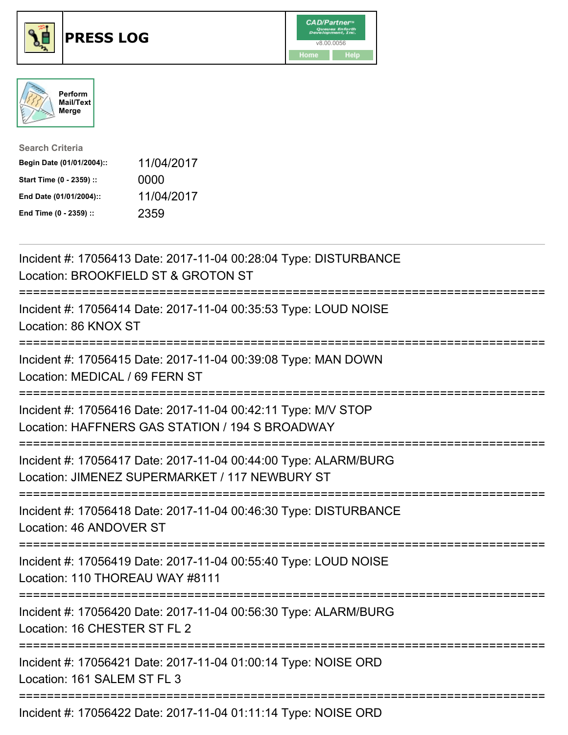# PRESS LOG

Perform Mail/Text Merge

**Search Criteria**

| | |
|---|---|
| **Begin Date (01/01/2004)::** | 11/04/2017 |
| **Start Time (0 - 2359) ::** | 0000 |
| **End Date (01/01/2004)::** | 11/04/2017 |
| **End Time (0 - 2359) ::** | 2359 |

---

Incident #: 17056413 Date: 2017-11-04 00:28:04 Type: DISTURBANCE
Location: BROOKFIELD ST & GROTON ST

===========================================================================

Incident #: 17056414 Date: 2017-11-04 00:35:53 Type: LOUD NOISE
Location: 86 KNOX ST

===========================================================================

Incident #: 17056415 Date: 2017-11-04 00:39:08 Type: MAN DOWN
Location: MEDICAL / 69 FERN ST

===========================================================================

Incident #: 17056416 Date: 2017-11-04 00:42:11 Type: M/V STOP
Location: HAFFNERS GAS STATION / 194 S BROADWAY

===========================================================================

Incident #: 17056417 Date: 2017-11-04 00:44:00 Type: ALARM/BURG
Location: JIMENEZ SUPERMARKET / 117 NEWBURY ST

===========================================================================

Incident #: 17056418 Date: 2017-11-04 00:46:30 Type: DISTURBANCE
Location: 46 ANDOVER ST

===========================================================================

Incident #: 17056419 Date: 2017-11-04 00:55:40 Type: LOUD NOISE
Location: 110 THOREAU WAY #8111

===========================================================================

Incident #: 17056420 Date: 2017-11-04 00:56:30 Type: ALARM/BURG
Location: 16 CHESTER ST FL 2

===========================================================================

Incident #: 17056421 Date: 2017-11-04 01:00:14 Type: NOISE ORD
Location: 161 SALEM ST FL 3

===========================================================================

Incident #: 17056422 Date: 2017-11-04 01:11:14 Type: NOISE ORD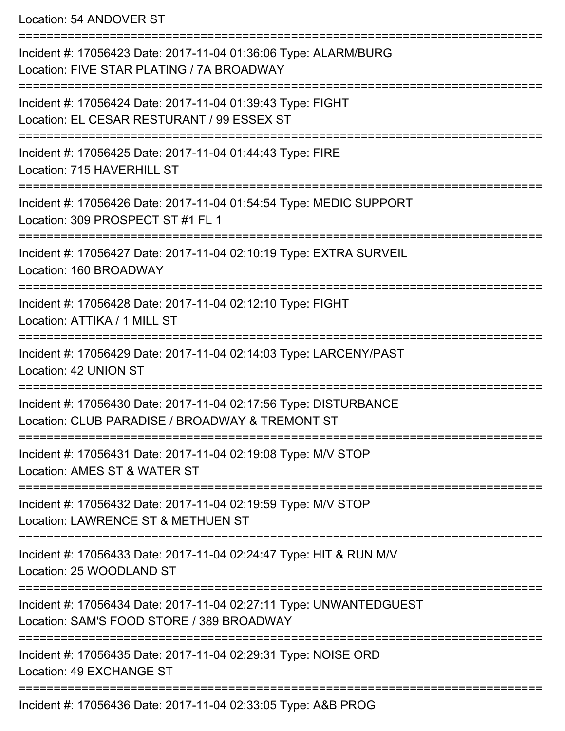Location: 54 ANDOVER ST

===========================================================================

Incident #: 17056423 Date: 2017-11-04 01:36:06 Type: ALARM/BURG
Location: FIVE STAR PLATING / 7A BROADWAY

===========================================================================

Incident #: 17056424 Date: 2017-11-04 01:39:43 Type: FIGHT
Location: EL CESAR RESTURANT / 99 ESSEX ST

===========================================================================

Incident #: 17056425 Date: 2017-11-04 01:44:43 Type: FIRE
Location: 715 HAVERHILL ST

===========================================================================

Incident #: 17056426 Date: 2017-11-04 01:54:54 Type: MEDIC SUPPORT
Location: 309 PROSPECT ST #1 FL 1

===========================================================================

Incident #: 17056427 Date: 2017-11-04 02:10:19 Type: EXTRA SURVEIL
Location: 160 BROADWAY

===========================================================================

Incident #: 17056428 Date: 2017-11-04 02:12:10 Type: FIGHT
Location: ATTIKA / 1 MILL ST

===========================================================================

Incident #: 17056429 Date: 2017-11-04 02:14:03 Type: LARCENY/PAST
Location: 42 UNION ST

===========================================================================

Incident #: 17056430 Date: 2017-11-04 02:17:56 Type: DISTURBANCE
Location: CLUB PARADISE / BROADWAY & TREMONT ST

===========================================================================

Incident #: 17056431 Date: 2017-11-04 02:19:08 Type: M/V STOP
Location: AMES ST & WATER ST

===========================================================================

Incident #: 17056432 Date: 2017-11-04 02:19:59 Type: M/V STOP
Location: LAWRENCE ST & METHUEN ST

===========================================================================

Incident #: 17056433 Date: 2017-11-04 02:24:47 Type: HIT & RUN M/V
Location: 25 WOODLAND ST

===========================================================================

Incident #: 17056434 Date: 2017-11-04 02:27:11 Type: UNWANTEDGUEST
Location: SAM'S FOOD STORE / 389 BROADWAY

===========================================================================

Incident #: 17056435 Date: 2017-11-04 02:29:31 Type: NOISE ORD
Location: 49 EXCHANGE ST

===========================================================================

Incident #: 17056436 Date: 2017-11-04 02:33:05 Type: A&B PROG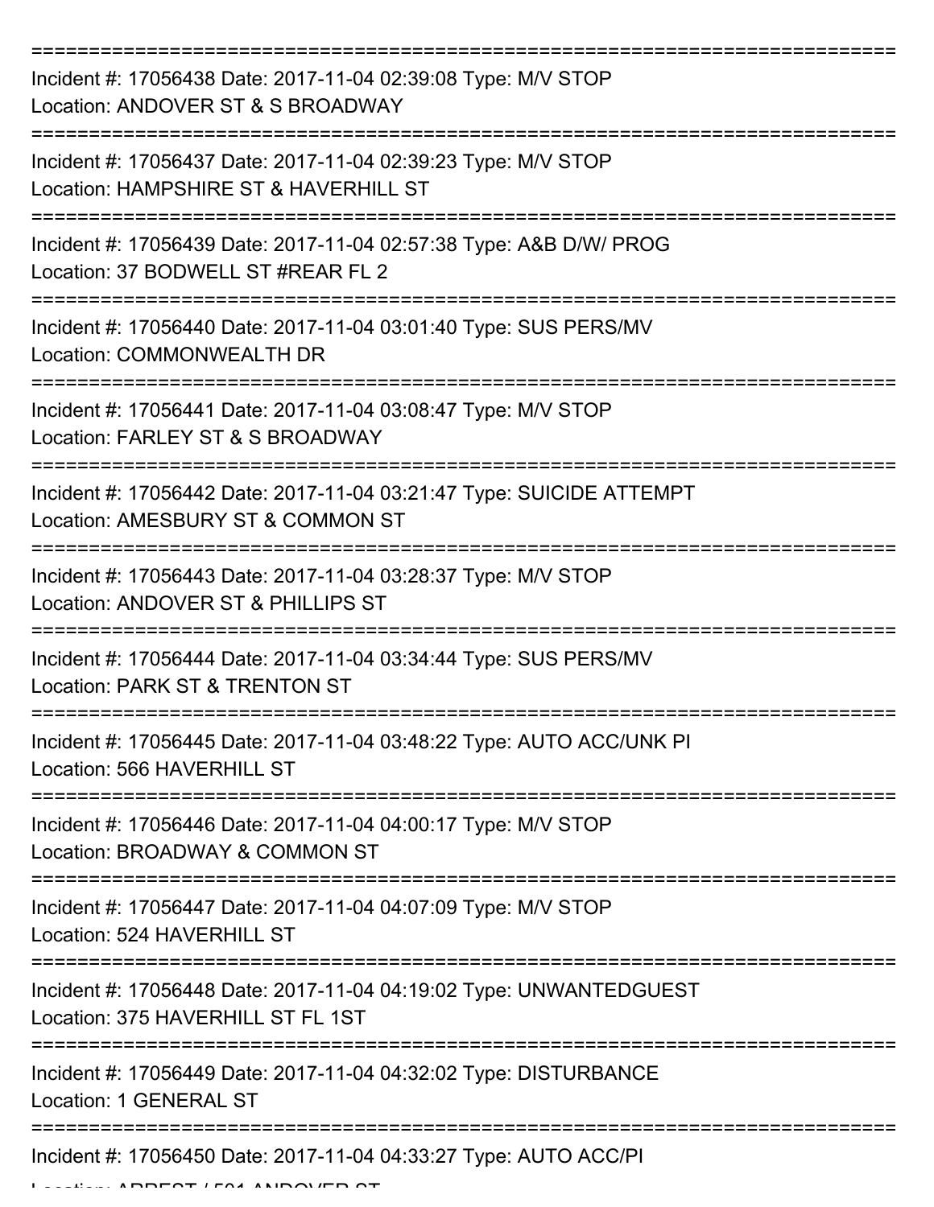===========================================================================

Incident #: 17056438 Date: 2017-11-04 02:39:08 Type: M/V STOP
Location: ANDOVER ST & S BROADWAY

===========================================================================

Incident #: 17056437 Date: 2017-11-04 02:39:23 Type: M/V STOP
Location: HAMPSHIRE ST & HAVERHILL ST

===========================================================================

Incident #: 17056439 Date: 2017-11-04 02:57:38 Type: A&B D/W/ PROG
Location: 37 BODWELL ST #REAR FL 2

===========================================================================

Incident #: 17056440 Date: 2017-11-04 03:01:40 Type: SUS PERS/MV
Location: COMMONWEALTH DR

===========================================================================

Incident #: 17056441 Date: 2017-11-04 03:08:47 Type: M/V STOP
Location: FARLEY ST & S BROADWAY

===========================================================================

Incident #: 17056442 Date: 2017-11-04 03:21:47 Type: SUICIDE ATTEMPT
Location: AMESBURY ST & COMMON ST

===========================================================================

Incident #: 17056443 Date: 2017-11-04 03:28:37 Type: M/V STOP
Location: ANDOVER ST & PHILLIPS ST

===========================================================================

Incident #: 17056444 Date: 2017-11-04 03:34:44 Type: SUS PERS/MV
Location: PARK ST & TRENTON ST

===========================================================================

Incident #: 17056445 Date: 2017-11-04 03:48:22 Type: AUTO ACC/UNK PI
Location: 566 HAVERHILL ST

===========================================================================

Incident #: 17056446 Date: 2017-11-04 04:00:17 Type: M/V STOP
Location: BROADWAY & COMMON ST

===========================================================================

Incident #: 17056447 Date: 2017-11-04 04:07:09 Type: M/V STOP
Location: 524 HAVERHILL ST

===========================================================================

Incident #: 17056448 Date: 2017-11-04 04:19:02 Type: UNWANTEDGUEST
Location: 375 HAVERHILL ST FL 1ST

===========================================================================

Incident #: 17056449 Date: 2017-11-04 04:32:02 Type: DISTURBANCE
Location: 1 GENERAL ST

===========================================================================

Incident #: 17056450 Date: 2017-11-04 04:33:27 Type: AUTO ACC/PI
Location: ARREST / 501 ANDOVER ST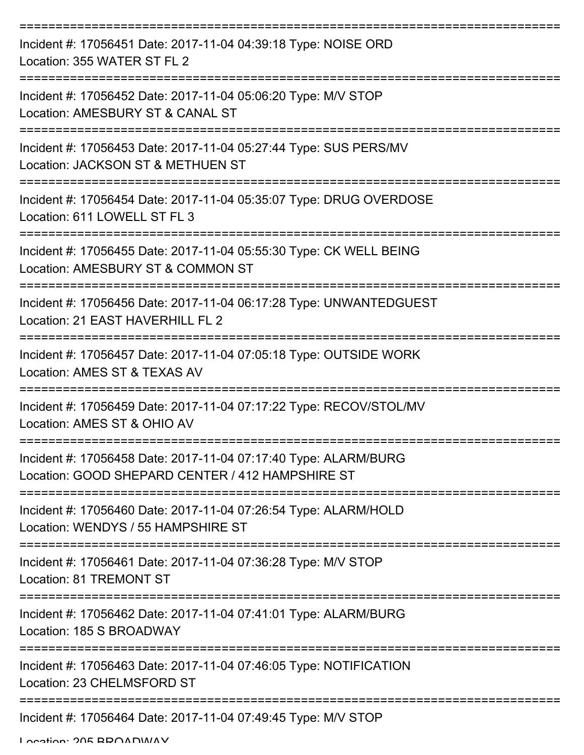===========================================================================
Incident #: 17056451 Date: 2017-11-04 04:39:18 Type: NOISE ORD
Location: 355 WATER ST FL 2
===========================================================================
Incident #: 17056452 Date: 2017-11-04 05:06:20 Type: M/V STOP
Location: AMESBURY ST & CANAL ST
===========================================================================
Incident #: 17056453 Date: 2017-11-04 05:27:44 Type: SUS PERS/MV
Location: JACKSON ST & METHUEN ST
===========================================================================
Incident #: 17056454 Date: 2017-11-04 05:35:07 Type: DRUG OVERDOSE
Location: 611 LOWELL ST FL 3
===========================================================================
Incident #: 17056455 Date: 2017-11-04 05:55:30 Type: CK WELL BEING
Location: AMESBURY ST & COMMON ST
===========================================================================
Incident #: 17056456 Date: 2017-11-04 06:17:28 Type: UNWANTEDGUEST
Location: 21 EAST HAVERHILL FL 2
===========================================================================
Incident #: 17056457 Date: 2017-11-04 07:05:18 Type: OUTSIDE WORK
Location: AMES ST & TEXAS AV
===========================================================================
Incident #: 17056459 Date: 2017-11-04 07:17:22 Type: RECOV/STOL/MV
Location: AMES ST & OHIO AV
===========================================================================
Incident #: 17056458 Date: 2017-11-04 07:17:40 Type: ALARM/BURG
Location: GOOD SHEPARD CENTER / 412 HAMPSHIRE ST
===========================================================================
Incident #: 17056460 Date: 2017-11-04 07:26:54 Type: ALARM/HOLD
Location: WENDYS / 55 HAMPSHIRE ST
===========================================================================
Incident #: 17056461 Date: 2017-11-04 07:36:28 Type: M/V STOP
Location: 81 TREMONT ST
===========================================================================
Incident #: 17056462 Date: 2017-11-04 07:41:01 Type: ALARM/BURG
Location: 185 S BROADWAY
===========================================================================
Incident #: 17056463 Date: 2017-11-04 07:46:05 Type: NOTIFICATION
Location: 23 CHELMSFORD ST
===========================================================================
Incident #: 17056464 Date: 2017-11-04 07:49:45 Type: M/V STOP
Location: 205 BROADWAY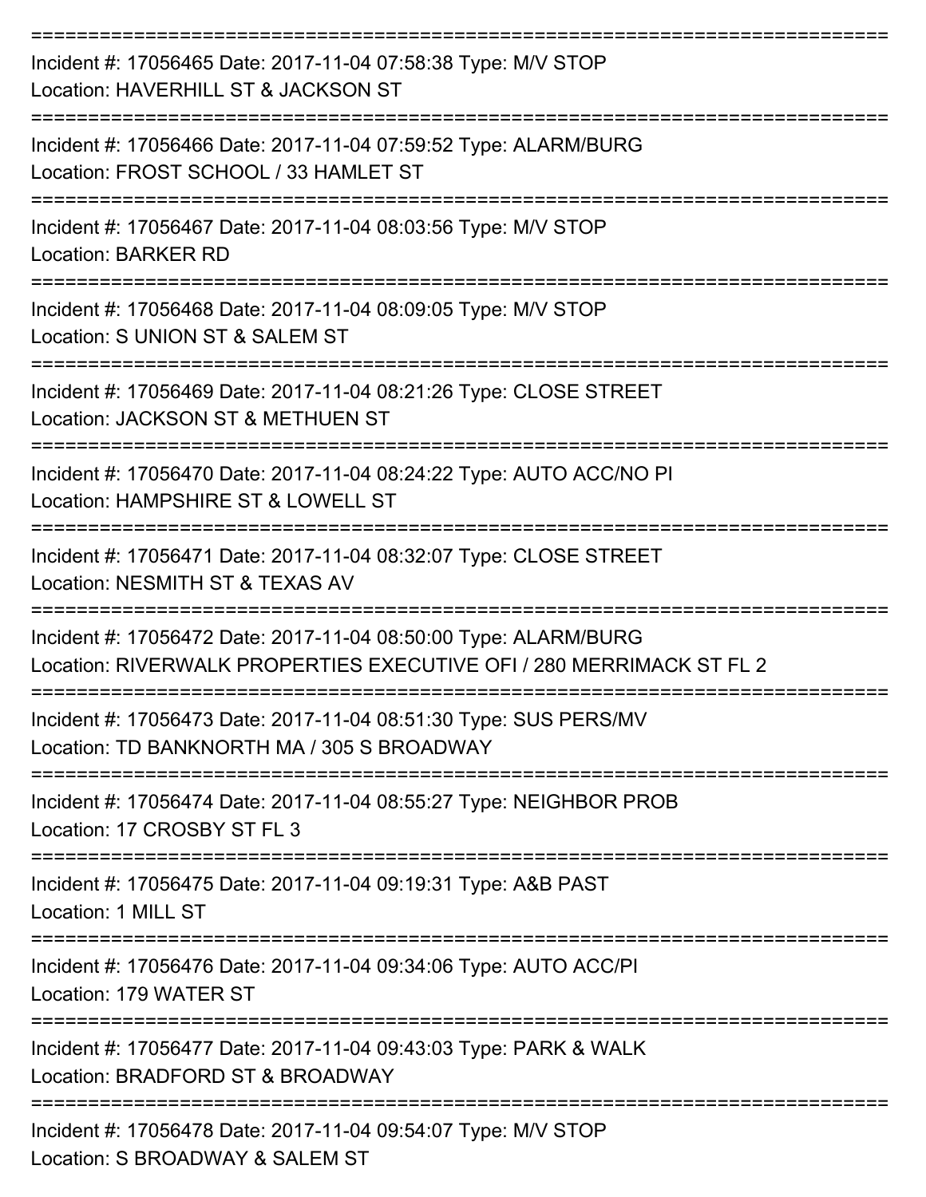===========================================================================
Incident #: 17056465 Date: 2017-11-04 07:58:38 Type: M/V STOP
Location: HAVERHILL ST & JACKSON ST
===========================================================================
Incident #: 17056466 Date: 2017-11-04 07:59:52 Type: ALARM/BURG
Location: FROST SCHOOL / 33 HAMLET ST
===========================================================================
Incident #: 17056467 Date: 2017-11-04 08:03:56 Type: M/V STOP
Location: BARKER RD
===========================================================================
Incident #: 17056468 Date: 2017-11-04 08:09:05 Type: M/V STOP
Location: S UNION ST & SALEM ST
===========================================================================
Incident #: 17056469 Date: 2017-11-04 08:21:26 Type: CLOSE STREET
Location: JACKSON ST & METHUEN ST
===========================================================================
Incident #: 17056470 Date: 2017-11-04 08:24:22 Type: AUTO ACC/NO PI
Location: HAMPSHIRE ST & LOWELL ST
===========================================================================
Incident #: 17056471 Date: 2017-11-04 08:32:07 Type: CLOSE STREET
Location: NESMITH ST & TEXAS AV
===========================================================================
Incident #: 17056472 Date: 2017-11-04 08:50:00 Type: ALARM/BURG
Location: RIVERWALK PROPERTIES EXECUTIVE OFI / 280 MERRIMACK ST FL 2
===========================================================================
Incident #: 17056473 Date: 2017-11-04 08:51:30 Type: SUS PERS/MV
Location: TD BANKNORTH MA / 305 S BROADWAY
===========================================================================
Incident #: 17056474 Date: 2017-11-04 08:55:27 Type: NEIGHBOR PROB
Location: 17 CROSBY ST FL 3
===========================================================================
Incident #: 17056475 Date: 2017-11-04 09:19:31 Type: A&B PAST
Location: 1 MILL ST
===========================================================================
Incident #: 17056476 Date: 2017-11-04 09:34:06 Type: AUTO ACC/PI
Location: 179 WATER ST
===========================================================================
Incident #: 17056477 Date: 2017-11-04 09:43:03 Type: PARK & WALK
Location: BRADFORD ST & BROADWAY
===========================================================================
Incident #: 17056478 Date: 2017-11-04 09:54:07 Type: M/V STOP
Location: S BROADWAY & SALEM ST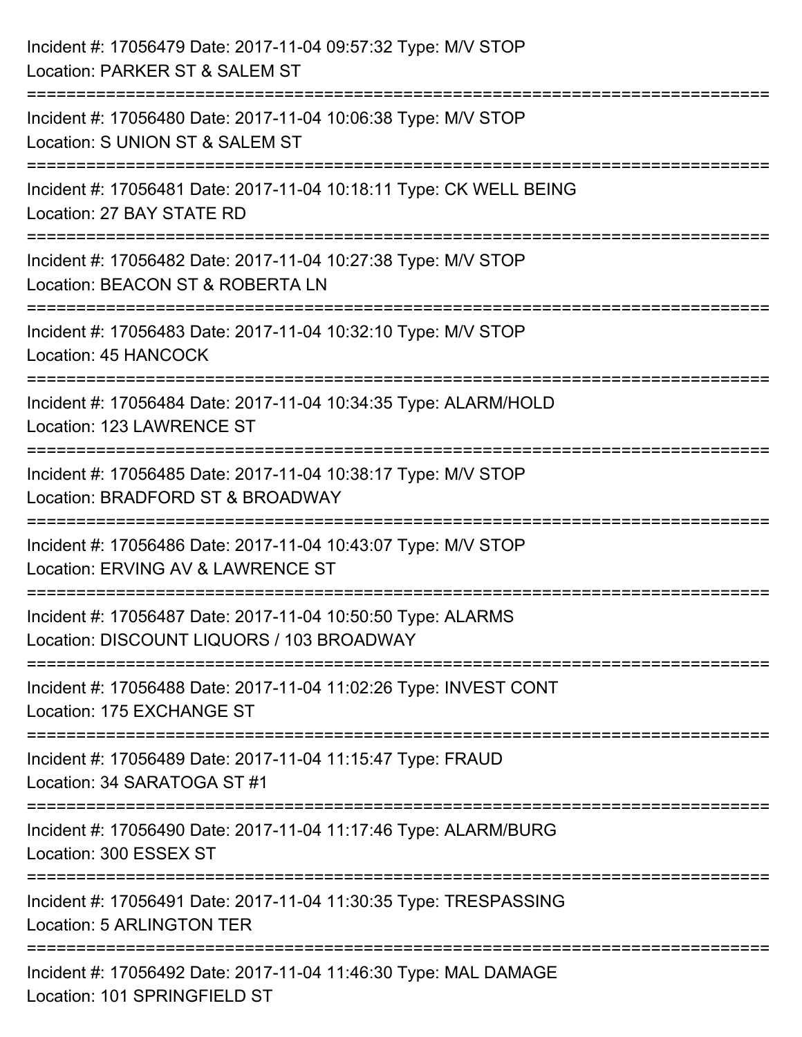Incident #: 17056479 Date: 2017-11-04 09:57:32 Type: M/V STOP
Location: PARKER ST & SALEM ST

===========================================================================

Incident #: 17056480 Date: 2017-11-04 10:06:38 Type: M/V STOP
Location: S UNION ST & SALEM ST

===========================================================================

Incident #: 17056481 Date: 2017-11-04 10:18:11 Type: CK WELL BEING
Location: 27 BAY STATE RD

===========================================================================

Incident #: 17056482 Date: 2017-11-04 10:27:38 Type: M/V STOP
Location: BEACON ST & ROBERTA LN

===========================================================================

Incident #: 17056483 Date: 2017-11-04 10:32:10 Type: M/V STOP
Location: 45 HANCOCK

===========================================================================

Incident #: 17056484 Date: 2017-11-04 10:34:35 Type: ALARM/HOLD
Location: 123 LAWRENCE ST

===========================================================================

Incident #: 17056485 Date: 2017-11-04 10:38:17 Type: M/V STOP
Location: BRADFORD ST & BROADWAY

===========================================================================

Incident #: 17056486 Date: 2017-11-04 10:43:07 Type: M/V STOP
Location: ERVING AV & LAWRENCE ST

===========================================================================

Incident #: 17056487 Date: 2017-11-04 10:50:50 Type: ALARMS
Location: DISCOUNT LIQUORS / 103 BROADWAY

===========================================================================

Incident #: 17056488 Date: 2017-11-04 11:02:26 Type: INVEST CONT
Location: 175 EXCHANGE ST

===========================================================================

Incident #: 17056489 Date: 2017-11-04 11:15:47 Type: FRAUD
Location: 34 SARATOGA ST #1

===========================================================================

Incident #: 17056490 Date: 2017-11-04 11:17:46 Type: ALARM/BURG
Location: 300 ESSEX ST

===========================================================================

Incident #: 17056491 Date: 2017-11-04 11:30:35 Type: TRESPASSING
Location: 5 ARLINGTON TER

===========================================================================

Incident #: 17056492 Date: 2017-11-04 11:46:30 Type: MAL DAMAGE
Location: 101 SPRINGFIELD ST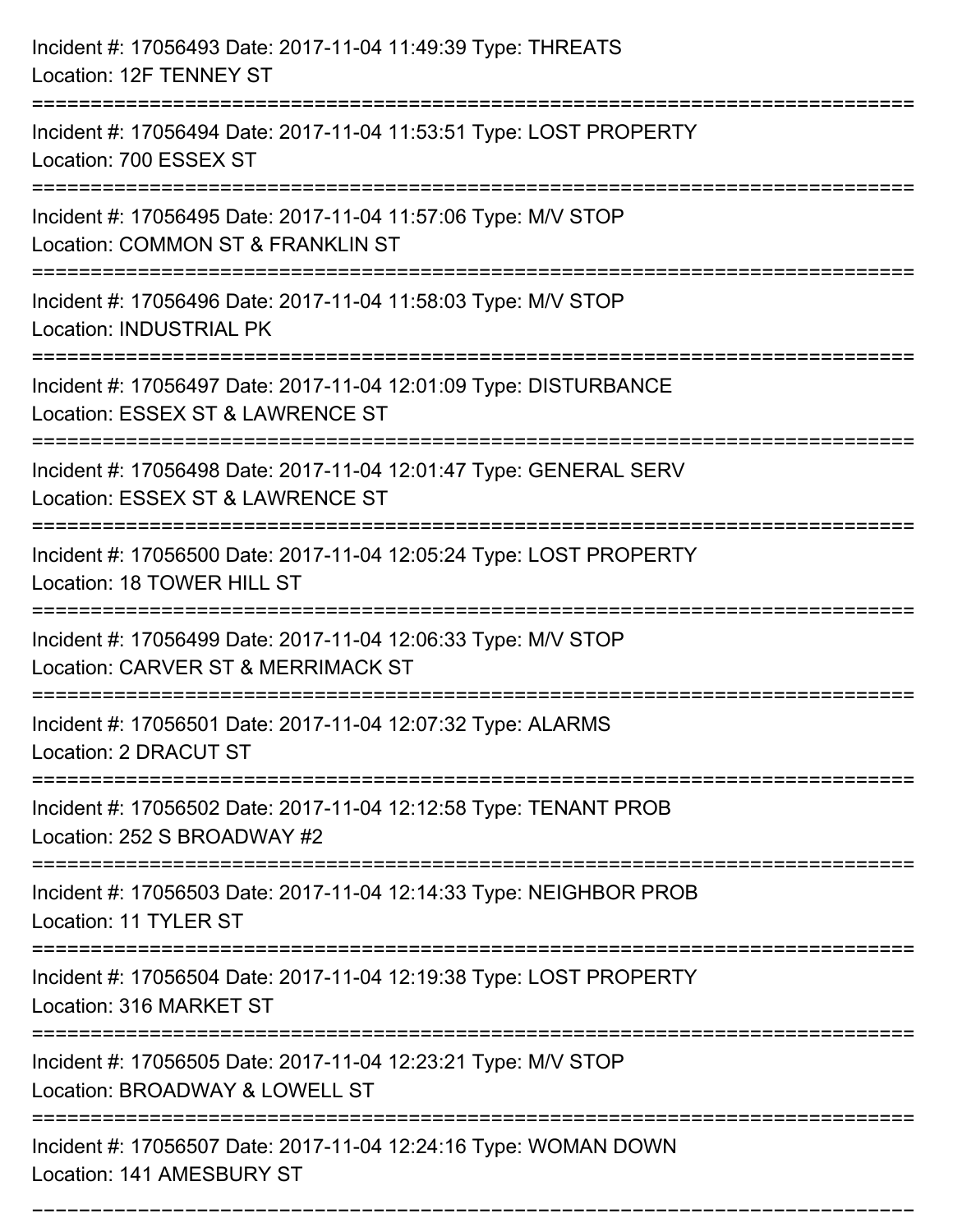Incident #: 17056493 Date: 2017-11-04 11:49:39 Type: THREATS
Location: 12F TENNEY ST

===========================================================================

Incident #: 17056494 Date: 2017-11-04 11:53:51 Type: LOST PROPERTY
Location: 700 ESSEX ST

===========================================================================

Incident #: 17056495 Date: 2017-11-04 11:57:06 Type: M/V STOP
Location: COMMON ST & FRANKLIN ST

===========================================================================

Incident #: 17056496 Date: 2017-11-04 11:58:03 Type: M/V STOP
Location: INDUSTRIAL PK

===========================================================================

Incident #: 17056497 Date: 2017-11-04 12:01:09 Type: DISTURBANCE
Location: ESSEX ST & LAWRENCE ST

===========================================================================

Incident #: 17056498 Date: 2017-11-04 12:01:47 Type: GENERAL SERV
Location: ESSEX ST & LAWRENCE ST

===========================================================================

Incident #: 17056500 Date: 2017-11-04 12:05:24 Type: LOST PROPERTY
Location: 18 TOWER HILL ST

===========================================================================

Incident #: 17056499 Date: 2017-11-04 12:06:33 Type: M/V STOP
Location: CARVER ST & MERRIMACK ST

===========================================================================

Incident #: 17056501 Date: 2017-11-04 12:07:32 Type: ALARMS
Location: 2 DRACUT ST

===========================================================================

Incident #: 17056502 Date: 2017-11-04 12:12:58 Type: TENANT PROB
Location: 252 S BROADWAY #2

===========================================================================

Incident #: 17056503 Date: 2017-11-04 12:14:33 Type: NEIGHBOR PROB
Location: 11 TYLER ST

===========================================================================

Incident #: 17056504 Date: 2017-11-04 12:19:38 Type: LOST PROPERTY
Location: 316 MARKET ST

===========================================================================

Incident #: 17056505 Date: 2017-11-04 12:23:21 Type: M/V STOP
Location: BROADWAY & LOWELL ST

===========================================================================

Incident #: 17056507 Date: 2017-11-04 12:24:16 Type: WOMAN DOWN
Location: 141 AMESBURY ST

===========================================================================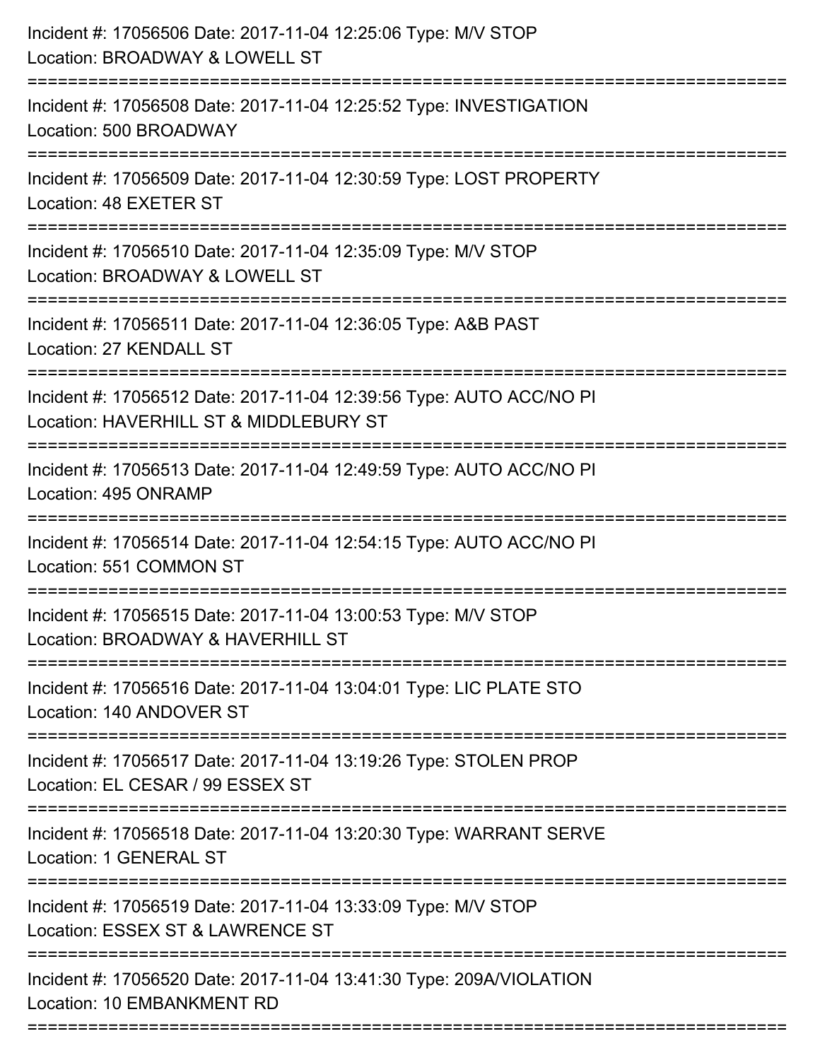Incident #: 17056506 Date: 2017-11-04 12:25:06 Type: M/V STOP
Location: BROADWAY & LOWELL ST

===========================================================================

Incident #: 17056508 Date: 2017-11-04 12:25:52 Type: INVESTIGATION
Location: 500 BROADWAY

===========================================================================

Incident #: 17056509 Date: 2017-11-04 12:30:59 Type: LOST PROPERTY
Location: 48 EXETER ST

===========================================================================

Incident #: 17056510 Date: 2017-11-04 12:35:09 Type: M/V STOP
Location: BROADWAY & LOWELL ST

===========================================================================

Incident #: 17056511 Date: 2017-11-04 12:36:05 Type: A&B PAST
Location: 27 KENDALL ST

===========================================================================

Incident #: 17056512 Date: 2017-11-04 12:39:56 Type: AUTO ACC/NO PI
Location: HAVERHILL ST & MIDDLEBURY ST

===========================================================================

Incident #: 17056513 Date: 2017-11-04 12:49:59 Type: AUTO ACC/NO PI
Location: 495 ONRAMP

===========================================================================

Incident #: 17056514 Date: 2017-11-04 12:54:15 Type: AUTO ACC/NO PI
Location: 551 COMMON ST

===========================================================================

Incident #: 17056515 Date: 2017-11-04 13:00:53 Type: M/V STOP
Location: BROADWAY & HAVERHILL ST

===========================================================================

Incident #: 17056516 Date: 2017-11-04 13:04:01 Type: LIC PLATE STO
Location: 140 ANDOVER ST

===========================================================================

Incident #: 17056517 Date: 2017-11-04 13:19:26 Type: STOLEN PROP
Location: EL CESAR / 99 ESSEX ST

===========================================================================

Incident #: 17056518 Date: 2017-11-04 13:20:30 Type: WARRANT SERVE
Location: 1 GENERAL ST

===========================================================================

Incident #: 17056519 Date: 2017-11-04 13:33:09 Type: M/V STOP
Location: ESSEX ST & LAWRENCE ST

===========================================================================

Incident #: 17056520 Date: 2017-11-04 13:41:30 Type: 209A/VIOLATION
Location: 10 EMBANKMENT RD

===========================================================================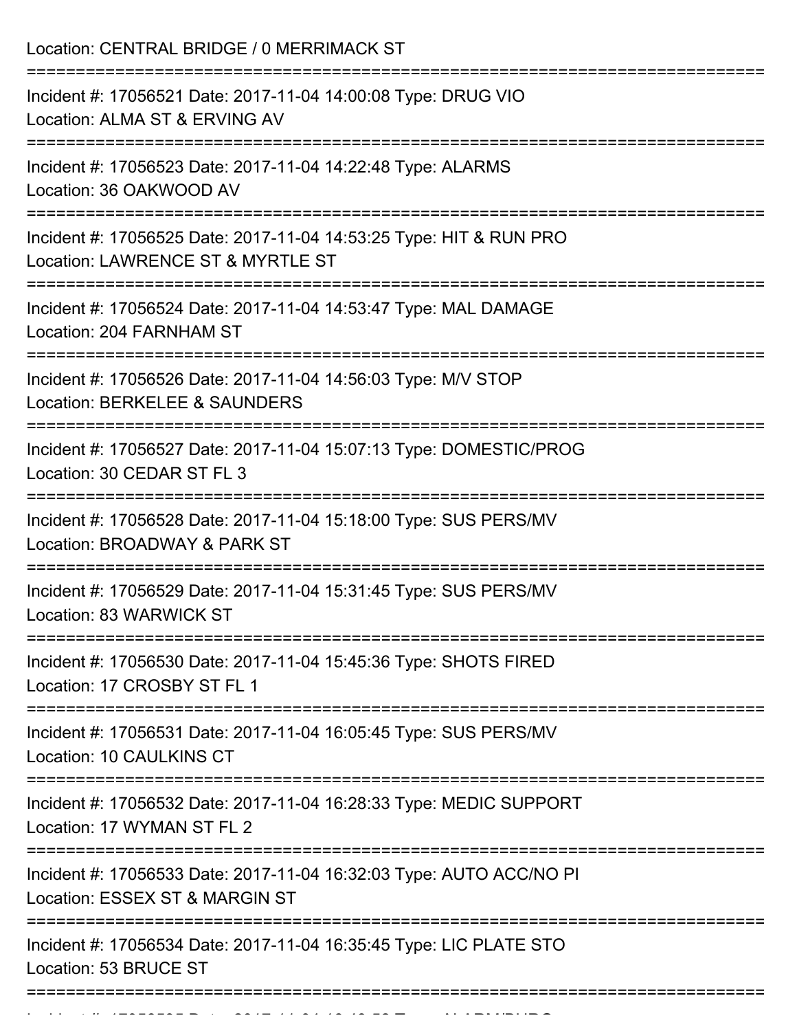Location: CENTRAL BRIDGE / 0 MERRIMACK ST

===========================================================================

Incident #: 17056521 Date: 2017-11-04 14:00:08 Type: DRUG VIO
Location: ALMA ST & ERVING AV

===========================================================================

Incident #: 17056523 Date: 2017-11-04 14:22:48 Type: ALARMS
Location: 36 OAKWOOD AV

===========================================================================

Incident #: 17056525 Date: 2017-11-04 14:53:25 Type: HIT & RUN PRO
Location: LAWRENCE ST & MYRTLE ST

===========================================================================

Incident #: 17056524 Date: 2017-11-04 14:53:47 Type: MAL DAMAGE
Location: 204 FARNHAM ST

===========================================================================

Incident #: 17056526 Date: 2017-11-04 14:56:03 Type: M/V STOP
Location: BERKELEE & SAUNDERS

===========================================================================

Incident #: 17056527 Date: 2017-11-04 15:07:13 Type: DOMESTIC/PROG
Location: 30 CEDAR ST FL 3

===========================================================================

Incident #: 17056528 Date: 2017-11-04 15:18:00 Type: SUS PERS/MV
Location: BROADWAY & PARK ST

===========================================================================

Incident #: 17056529 Date: 2017-11-04 15:31:45 Type: SUS PERS/MV
Location: 83 WARWICK ST

===========================================================================

Incident #: 17056530 Date: 2017-11-04 15:45:36 Type: SHOTS FIRED
Location: 17 CROSBY ST FL 1

===========================================================================

Incident #: 17056531 Date: 2017-11-04 16:05:45 Type: SUS PERS/MV
Location: 10 CAULKINS CT

===========================================================================

Incident #: 17056532 Date: 2017-11-04 16:28:33 Type: MEDIC SUPPORT
Location: 17 WYMAN ST FL 2

===========================================================================

Incident #: 17056533 Date: 2017-11-04 16:32:03 Type: AUTO ACC/NO PI
Location: ESSEX ST & MARGIN ST

===========================================================================

Incident #: 17056534 Date: 2017-11-04 16:35:45 Type: LIC PLATE STO
Location: 53 BRUCE ST

===========================================================================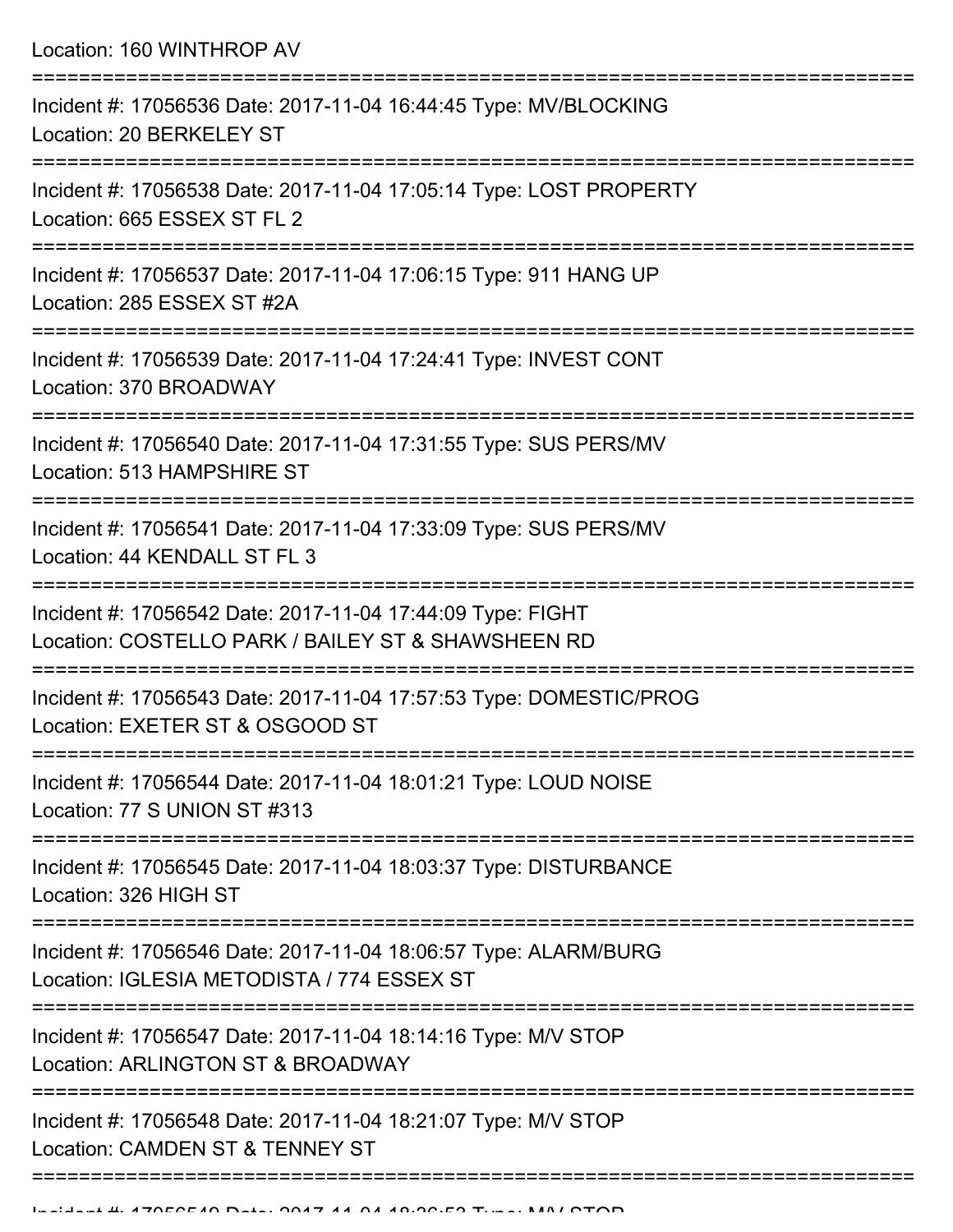Location: 160 WINTHROP AV

===========================================================================

Incident #: 17056536 Date: 2017-11-04 16:44:45 Type: MV/BLOCKING
Location: 20 BERKELEY ST

===========================================================================

Incident #: 17056538 Date: 2017-11-04 17:05:14 Type: LOST PROPERTY
Location: 665 ESSEX ST FL 2

===========================================================================

Incident #: 17056537 Date: 2017-11-04 17:06:15 Type: 911 HANG UP
Location: 285 ESSEX ST #2A

===========================================================================

Incident #: 17056539 Date: 2017-11-04 17:24:41 Type: INVEST CONT
Location: 370 BROADWAY

===========================================================================

Incident #: 17056540 Date: 2017-11-04 17:31:55 Type: SUS PERS/MV
Location: 513 HAMPSHIRE ST

===========================================================================

Incident #: 17056541 Date: 2017-11-04 17:33:09 Type: SUS PERS/MV
Location: 44 KENDALL ST FL 3

===========================================================================

Incident #: 17056542 Date: 2017-11-04 17:44:09 Type: FIGHT
Location: COSTELLO PARK / BAILEY ST & SHAWSHEEN RD

===========================================================================

Incident #: 17056543 Date: 2017-11-04 17:57:53 Type: DOMESTIC/PROG
Location: EXETER ST & OSGOOD ST

===========================================================================

Incident #: 17056544 Date: 2017-11-04 18:01:21 Type: LOUD NOISE
Location: 77 S UNION ST #313

===========================================================================

Incident #: 17056545 Date: 2017-11-04 18:03:37 Type: DISTURBANCE
Location: 326 HIGH ST

===========================================================================

Incident #: 17056546 Date: 2017-11-04 18:06:57 Type: ALARM/BURG
Location: IGLESIA METODISTA / 774 ESSEX ST

===========================================================================

Incident #: 17056547 Date: 2017-11-04 18:14:16 Type: M/V STOP
Location: ARLINGTON ST & BROADWAY

===========================================================================

Incident #: 17056548 Date: 2017-11-04 18:21:07 Type: M/V STOP
Location: CAMDEN ST & TENNEY ST

===========================================================================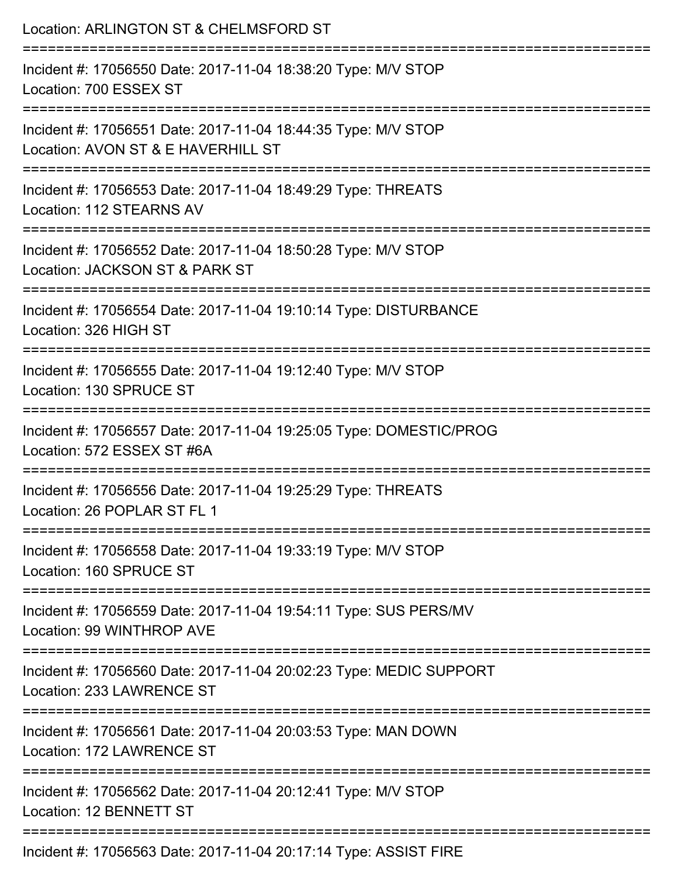Location: ARLINGTON ST & CHELMSFORD ST

===========================================================================

Incident #: 17056550 Date: 2017-11-04 18:38:20 Type: M/V STOP
Location: 700 ESSEX ST

===========================================================================

Incident #: 17056551 Date: 2017-11-04 18:44:35 Type: M/V STOP
Location: AVON ST & E HAVERHILL ST

===========================================================================

Incident #: 17056553 Date: 2017-11-04 18:49:29 Type: THREATS
Location: 112 STEARNS AV

===========================================================================

Incident #: 17056552 Date: 2017-11-04 18:50:28 Type: M/V STOP
Location: JACKSON ST & PARK ST

===========================================================================

Incident #: 17056554 Date: 2017-11-04 19:10:14 Type: DISTURBANCE
Location: 326 HIGH ST

===========================================================================

Incident #: 17056555 Date: 2017-11-04 19:12:40 Type: M/V STOP
Location: 130 SPRUCE ST

===========================================================================

Incident #: 17056557 Date: 2017-11-04 19:25:05 Type: DOMESTIC/PROG
Location: 572 ESSEX ST #6A

===========================================================================

Incident #: 17056556 Date: 2017-11-04 19:25:29 Type: THREATS
Location: 26 POPLAR ST FL 1

===========================================================================

Incident #: 17056558 Date: 2017-11-04 19:33:19 Type: M/V STOP
Location: 160 SPRUCE ST

===========================================================================

Incident #: 17056559 Date: 2017-11-04 19:54:11 Type: SUS PERS/MV
Location: 99 WINTHROP AVE

===========================================================================

Incident #: 17056560 Date: 2017-11-04 20:02:23 Type: MEDIC SUPPORT
Location: 233 LAWRENCE ST

===========================================================================

Incident #: 17056561 Date: 2017-11-04 20:03:53 Type: MAN DOWN
Location: 172 LAWRENCE ST

===========================================================================

Incident #: 17056562 Date: 2017-11-04 20:12:41 Type: M/V STOP
Location: 12 BENNETT ST

===========================================================================

Incident #: 17056563 Date: 2017-11-04 20:17:14 Type: ASSIST FIRE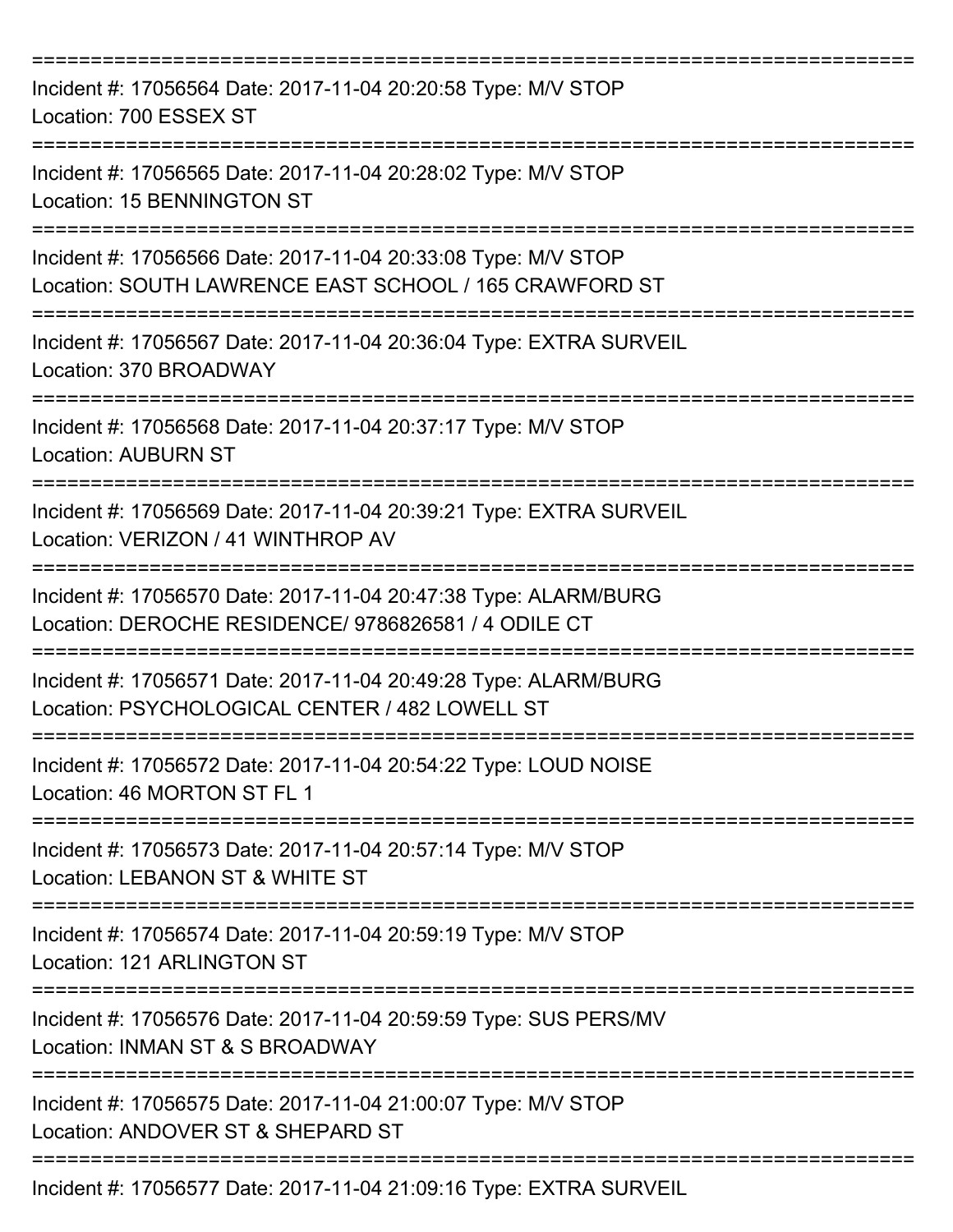===========================================================================

Incident #: 17056564 Date: 2017-11-04 20:20:58 Type: M/V STOP
Location: 700 ESSEX ST

===========================================================================

Incident #: 17056565 Date: 2017-11-04 20:28:02 Type: M/V STOP
Location: 15 BENNINGTON ST

===========================================================================

Incident #: 17056566 Date: 2017-11-04 20:33:08 Type: M/V STOP
Location: SOUTH LAWRENCE EAST SCHOOL / 165 CRAWFORD ST

===========================================================================

Incident #: 17056567 Date: 2017-11-04 20:36:04 Type: EXTRA SURVEIL
Location: 370 BROADWAY

===========================================================================

Incident #: 17056568 Date: 2017-11-04 20:37:17 Type: M/V STOP
Location: AUBURN ST

===========================================================================

Incident #: 17056569 Date: 2017-11-04 20:39:21 Type: EXTRA SURVEIL
Location: VERIZON / 41 WINTHROP AV

===========================================================================

Incident #: 17056570 Date: 2017-11-04 20:47:38 Type: ALARM/BURG
Location: DEROCHE RESIDENCE/ 9786826581 / 4 ODILE CT

===========================================================================

Incident #: 17056571 Date: 2017-11-04 20:49:28 Type: ALARM/BURG
Location: PSYCHOLOGICAL CENTER / 482 LOWELL ST

===========================================================================

Incident #: 17056572 Date: 2017-11-04 20:54:22 Type: LOUD NOISE
Location: 46 MORTON ST FL 1

===========================================================================

Incident #: 17056573 Date: 2017-11-04 20:57:14 Type: M/V STOP
Location: LEBANON ST & WHITE ST

===========================================================================

Incident #: 17056574 Date: 2017-11-04 20:59:19 Type: M/V STOP
Location: 121 ARLINGTON ST

===========================================================================

Incident #: 17056576 Date: 2017-11-04 20:59:59 Type: SUS PERS/MV
Location: INMAN ST & S BROADWAY

===========================================================================

Incident #: 17056575 Date: 2017-11-04 21:00:07 Type: M/V STOP
Location: ANDOVER ST & SHEPARD ST

===========================================================================

Incident #: 17056577 Date: 2017-11-04 21:09:16 Type: EXTRA SURVEIL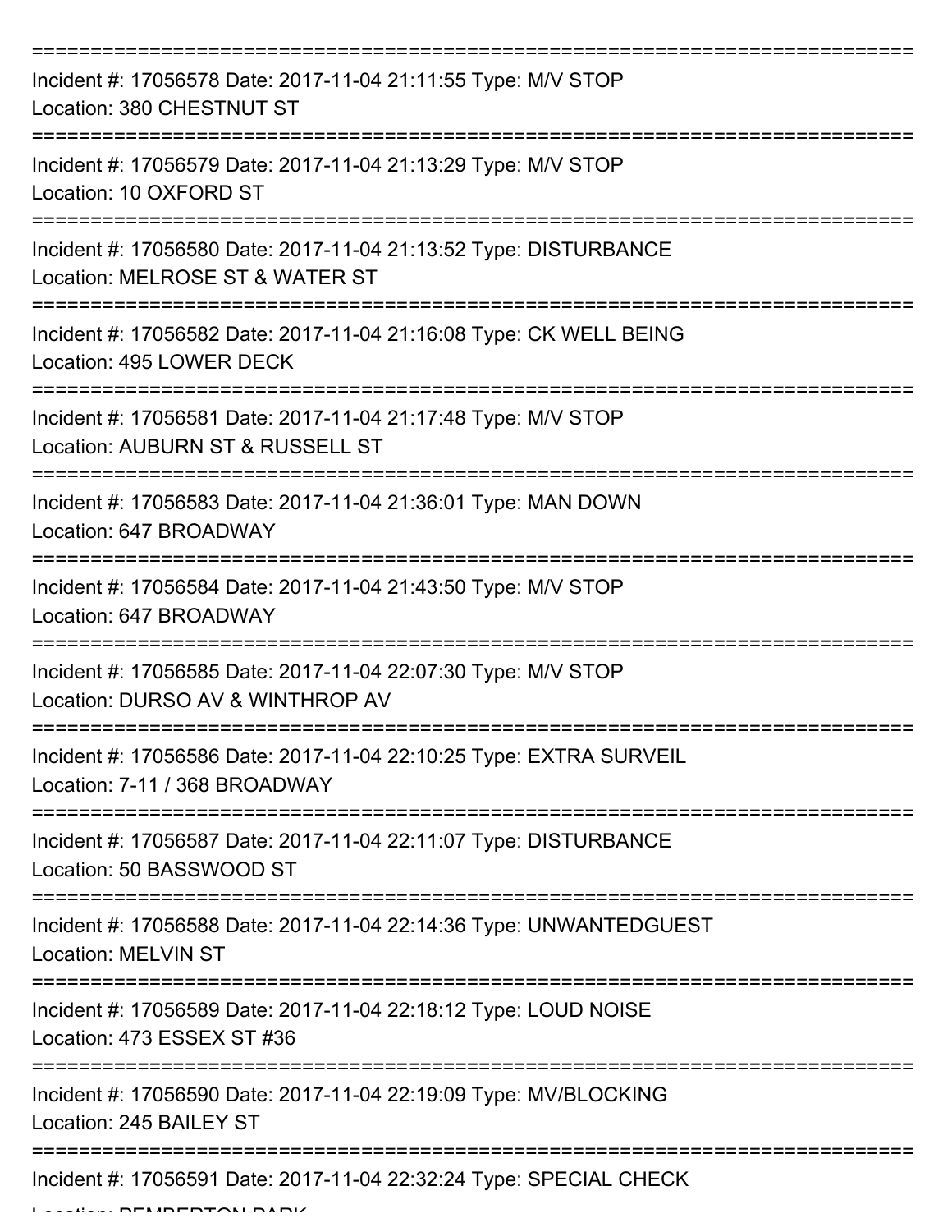===========================================================================

Incident #: 17056578 Date: 2017-11-04 21:11:55 Type: M/V STOP

Location: 380 CHESTNUT ST

===========================================================================

Incident #: 17056579 Date: 2017-11-04 21:13:29 Type: M/V STOP

Location: 10 OXFORD ST

===========================================================================

Incident #: 17056580 Date: 2017-11-04 21:13:52 Type: DISTURBANCE

Location: MELROSE ST & WATER ST

===========================================================================

Incident #: 17056582 Date: 2017-11-04 21:16:08 Type: CK WELL BEING

Location: 495 LOWER DECK

===========================================================================

Incident #: 17056581 Date: 2017-11-04 21:17:48 Type: M/V STOP

Location: AUBURN ST & RUSSELL ST

===========================================================================

Incident #: 17056583 Date: 2017-11-04 21:36:01 Type: MAN DOWN

Location: 647 BROADWAY

===========================================================================

Incident #: 17056584 Date: 2017-11-04 21:43:50 Type: M/V STOP

Location: 647 BROADWAY

===========================================================================

Incident #: 17056585 Date: 2017-11-04 22:07:30 Type: M/V STOP

Location: DURSO AV & WINTHROP AV

===========================================================================

Incident #: 17056586 Date: 2017-11-04 22:10:25 Type: EXTRA SURVEIL

Location: 7-11 / 368 BROADWAY

===========================================================================

Incident #: 17056587 Date: 2017-11-04 22:11:07 Type: DISTURBANCE

Location: 50 BASSWOOD ST

===========================================================================

Incident #: 17056588 Date: 2017-11-04 22:14:36 Type: UNWANTEDGUEST

Location: MELVIN ST

===========================================================================

Incident #: 17056589 Date: 2017-11-04 22:18:12 Type: LOUD NOISE

Location: 473 ESSEX ST #36

===========================================================================

Incident #: 17056590 Date: 2017-11-04 22:19:09 Type: MV/BLOCKING

Location: 245 BAILEY ST

===========================================================================

Incident #: 17056591 Date: 2017-11-04 22:32:24 Type: SPECIAL CHECK

Location: PEMBERTON PARK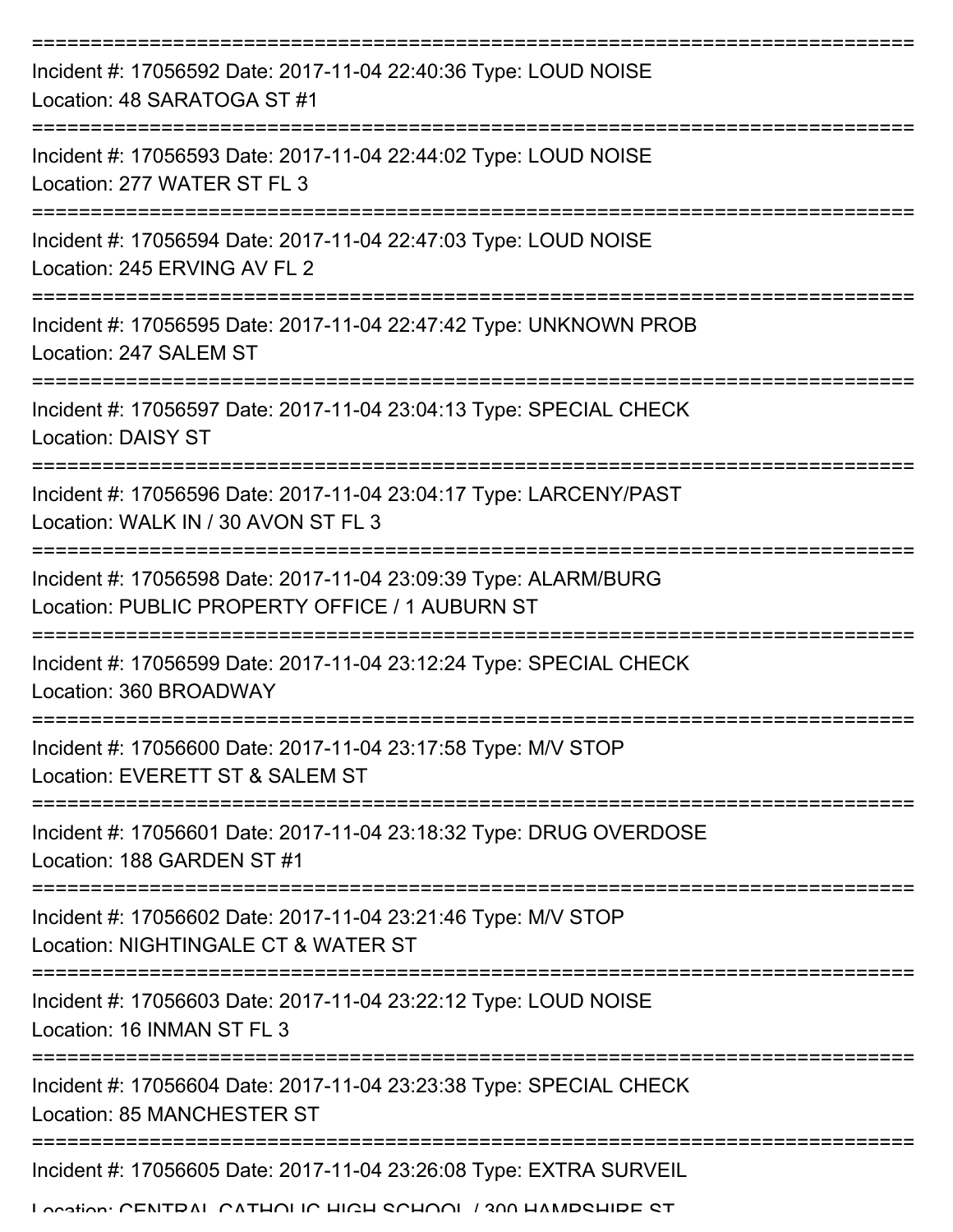===========================================================================

Incident #: 17056592 Date: 2017-11-04 22:40:36 Type: LOUD NOISE
Location: 48 SARATOGA ST #1

===========================================================================

Incident #: 17056593 Date: 2017-11-04 22:44:02 Type: LOUD NOISE
Location: 277 WATER ST FL 3

===========================================================================

Incident #: 17056594 Date: 2017-11-04 22:47:03 Type: LOUD NOISE
Location: 245 ERVING AV FL 2

===========================================================================

Incident #: 17056595 Date: 2017-11-04 22:47:42 Type: UNKNOWN PROB
Location: 247 SALEM ST

===========================================================================

Incident #: 17056597 Date: 2017-11-04 23:04:13 Type: SPECIAL CHECK
Location: DAISY ST

===========================================================================

Incident #: 17056596 Date: 2017-11-04 23:04:17 Type: LARCENY/PAST
Location: WALK IN / 30 AVON ST FL 3

===========================================================================

Incident #: 17056598 Date: 2017-11-04 23:09:39 Type: ALARM/BURG
Location: PUBLIC PROPERTY OFFICE / 1 AUBURN ST

===========================================================================

Incident #: 17056599 Date: 2017-11-04 23:12:24 Type: SPECIAL CHECK
Location: 360 BROADWAY

===========================================================================

Incident #: 17056600 Date: 2017-11-04 23:17:58 Type: M/V STOP
Location: EVERETT ST & SALEM ST

===========================================================================

Incident #: 17056601 Date: 2017-11-04 23:18:32 Type: DRUG OVERDOSE
Location: 188 GARDEN ST #1

===========================================================================

Incident #: 17056602 Date: 2017-11-04 23:21:46 Type: M/V STOP
Location: NIGHTINGALE CT & WATER ST

===========================================================================

Incident #: 17056603 Date: 2017-11-04 23:22:12 Type: LOUD NOISE
Location: 16 INMAN ST FL 3

===========================================================================

Incident #: 17056604 Date: 2017-11-04 23:23:38 Type: SPECIAL CHECK
Location: 85 MANCHESTER ST

===========================================================================

Incident #: 17056605 Date: 2017-11-04 23:26:08 Type: EXTRA SURVEIL
Location: CENTRAL CATHOLIC HIGH SCHOOL / 300 HAMPSHIRE ST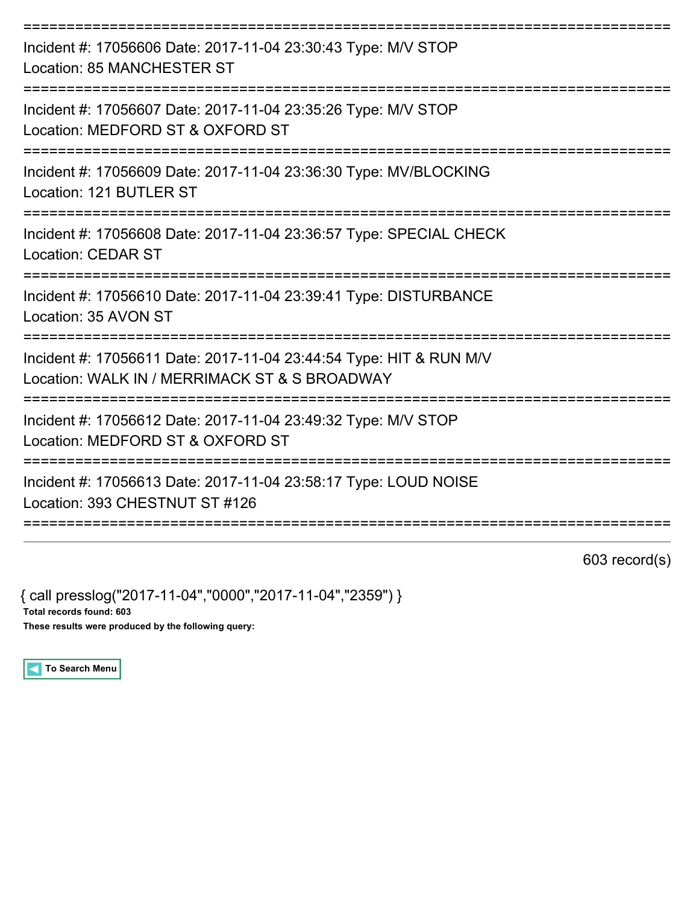===========================================================================

Incident #: 17056606 Date: 2017-11-04 23:30:43 Type: M/V STOP
Location: 85 MANCHESTER ST

===========================================================================

Incident #: 17056607 Date: 2017-11-04 23:35:26 Type: M/V STOP
Location: MEDFORD ST & OXFORD ST

===========================================================================

Incident #: 17056609 Date: 2017-11-04 23:36:30 Type: MV/BLOCKING
Location: 121 BUTLER ST

===========================================================================

Incident #: 17056608 Date: 2017-11-04 23:36:57 Type: SPECIAL CHECK
Location: CEDAR ST

===========================================================================

Incident #: 17056610 Date: 2017-11-04 23:39:41 Type: DISTURBANCE
Location: 35 AVON ST

===========================================================================

Incident #: 17056611 Date: 2017-11-04 23:44:54 Type: HIT & RUN M/V
Location: WALK IN / MERRIMACK ST & S BROADWAY

===========================================================================

Incident #: 17056612 Date: 2017-11-04 23:49:32 Type: M/V STOP
Location: MEDFORD ST & OXFORD ST

===========================================================================

Incident #: 17056613 Date: 2017-11-04 23:58:17 Type: LOUD NOISE
Location: 393 CHESTNUT ST #126

===========================================================================

603 record(s)

{ call presslog("2017-11-04","0000","2017-11-04","2359") }

**Total records found: 603**

**These results were produced by the following query:**

**To Search Menu**